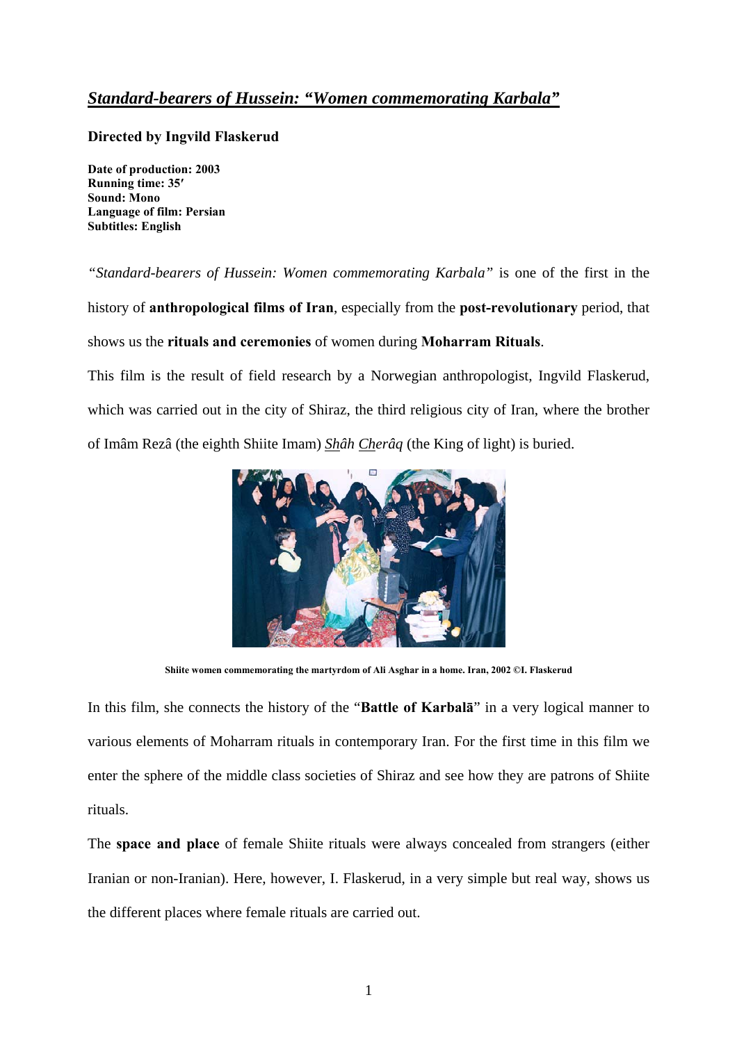## ***Standard-bearers of Hussein: "Women commemorating Karbala"***

**Directed by Ingvild Flaskerud**

**Date of production: 2003**
**Running time: 35′**
**Sound: Mono**
**Language of film: Persian**
**Subtitles: English**

*"Standard-bearers of Hussein: Women commemorating Karbala"* is one of the first in the history of **anthropological films of Iran**, especially from the **post-revolutionary** period, that shows us the **rituals and ceremonies** of women during **Moharram Rituals**.

This film is the result of field research by a Norwegian anthropologist, Ingvild Flaskerud, which was carried out in the city of Shiraz, the third religious city of Iran, where the brother of Imâm Rezâ (the eighth Shiite Imam) *Shâh Cherâq* (the King of light) is buried.

**Shiite women commemorating the martyrdom of Ali Asghar in a home. Iran, 2002 ©I. Flaskerud**

In this film, she connects the history of the "**Battle of Karbalā**" in a very logical manner to various elements of Moharram rituals in contemporary Iran. For the first time in this film we enter the sphere of the middle class societies of Shiraz and see how they are patrons of Shiite rituals.

The **space and place** of female Shiite rituals were always concealed from strangers (either Iranian or non-Iranian). Here, however, I. Flaskerud, in a very simple but real way, shows us the different places where female rituals are carried out.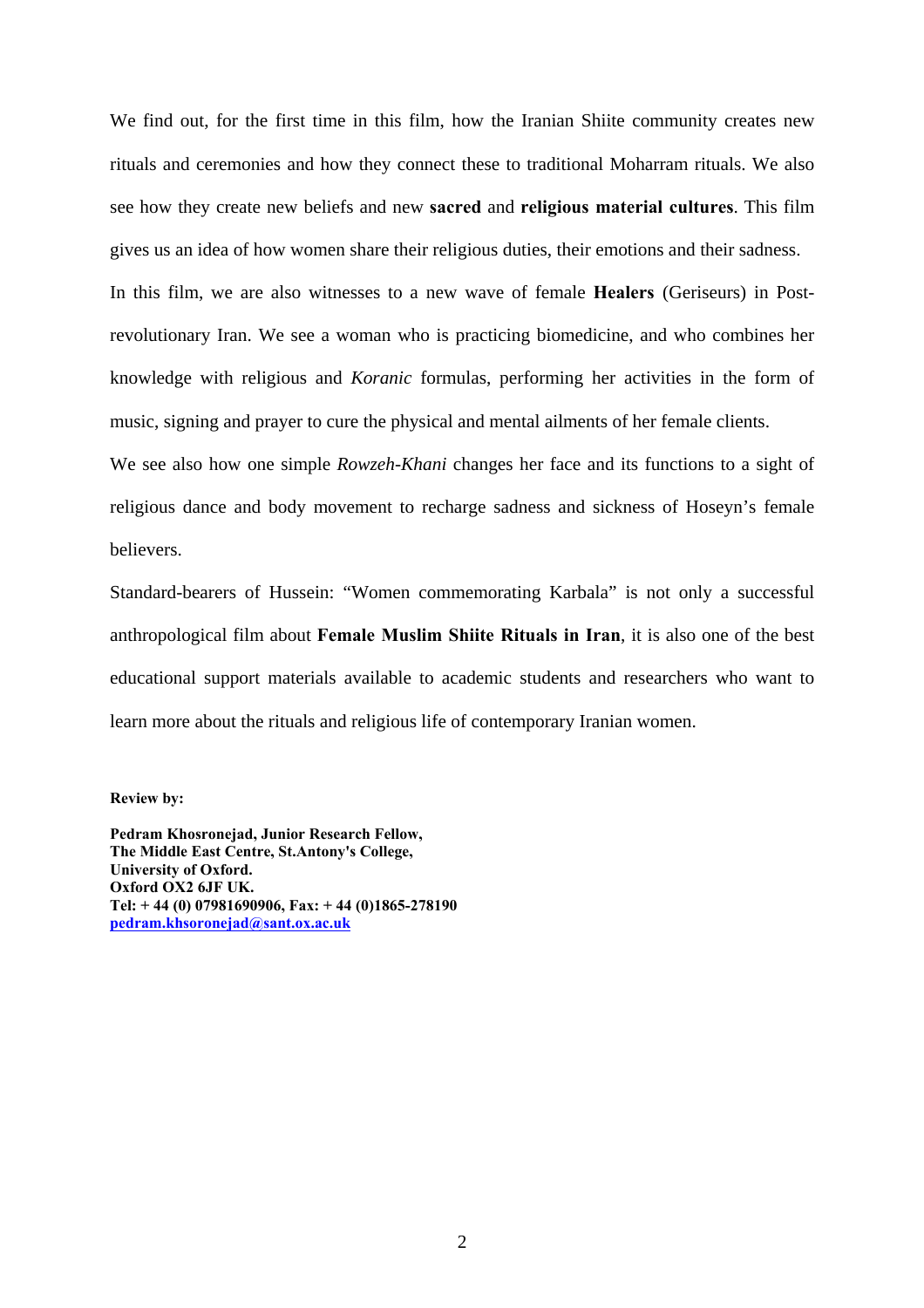We find out, for the first time in this film, how the Iranian Shiite community creates new rituals and ceremonies and how they connect these to traditional Moharram rituals. We also see how they create new beliefs and new **sacred** and **religious material cultures**. This film gives us an idea of how women share their religious duties, their emotions and their sadness.

In this film, we are also witnesses to a new wave of female **Healers** (Geriseurs) in Post-revolutionary Iran. We see a woman who is practicing biomedicine, and who combines her knowledge with religious and *Koranic* formulas, performing her activities in the form of music, signing and prayer to cure the physical and mental ailments of her female clients.

We see also how one simple *Rowzeh-Khani* changes her face and its functions to a sight of religious dance and body movement to recharge sadness and sickness of Hoseyn's female believers.

Standard-bearers of Hussein: "Women commemorating Karbala" is not only a successful anthropological film about **Female Muslim Shiite Rituals in Iran**, it is also one of the best educational support materials available to academic students and researchers who want to learn more about the rituals and religious life of contemporary Iranian women.

**Review by:**

**Pedram Khosronejad, Junior Research Fellow,**
**The Middle East Centre, St.Antony's College,**
**University of Oxford.**
**Oxford OX2 6JF UK.**
**Tel: + 44 (0) 07981690906, Fax: + 44 (0)1865-278190**
**pedram.khsoronejad@sant.ox.ac.uk**